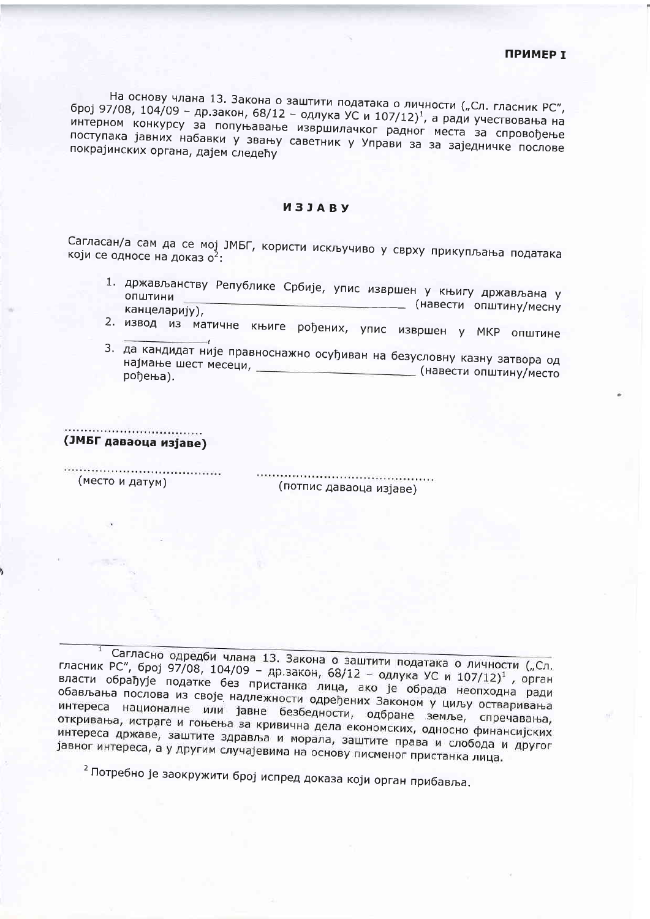**ПРИМЕР I**

На основу члана 13. Закона о заштити података о личности („Сл. гласник РС", број 97/08, 104/09 – др.закон, 68/12 – одлука УС и 107/12)[1], а ради учествовања на интерном конкурсу за попуњавање извршилачког радног места за спровођење поступака јавних набавки у звању саветник у Управи за за заједничке послове покрајинских органа, дајем следећу

## ИЗЈАВУ

Сагласан/а сам да се мој ЈМБГ, користи искључиво у сврху прикупљања података који се односе на доказ о[2]:

1. држављанству Републике Србије, упис извршен у књигу држављана у општини \_\_\_\_\_\_\_\_\_\_\_\_\_\_\_\_\_\_\_\_\_\_\_\_\_\_\_\_ (навести општину/месну канцеларију),
2. извод из матичне књиге рођених, упис извршен у МКР општине \_\_\_\_\_\_\_\_\_\_,
3. да кандидат није правноснажно осуђиван на безусловну казну затвора од најмање шест месеци, \_\_\_\_\_\_\_\_\_\_\_\_\_\_\_\_\_\_\_\_ (навести општину/место рођења).

................................
**(ЈМБГ даваоца изјаве)**

.................................... ........................................
(место и датум) (потпис даваоца изјаве)

---

[1] Сагласно одредби члана 13. Закона о заштити података о личности („Сл. гласник РС", број 97/08, 104/09 – др.закон, 68/12 – одлука УС и 107/12)[1], орган власти обрађује податке без пристанка лица, ако је обрада неопходна ради обављања послова из своје надлежности одређених Законом у циљу остваривања интереса националне или јавне безбедности, одбране земље, спречавања, откривања, истраге и гоњења за кривична дела економских, односно финансијских интереса државе, заштите здравља и морала, заштите права и слобода и другог јавног интереса, а у другим случајевима на основу писменог пристанка лица.

[2] Потребно је заокружити број испред доказа који орган прибавља.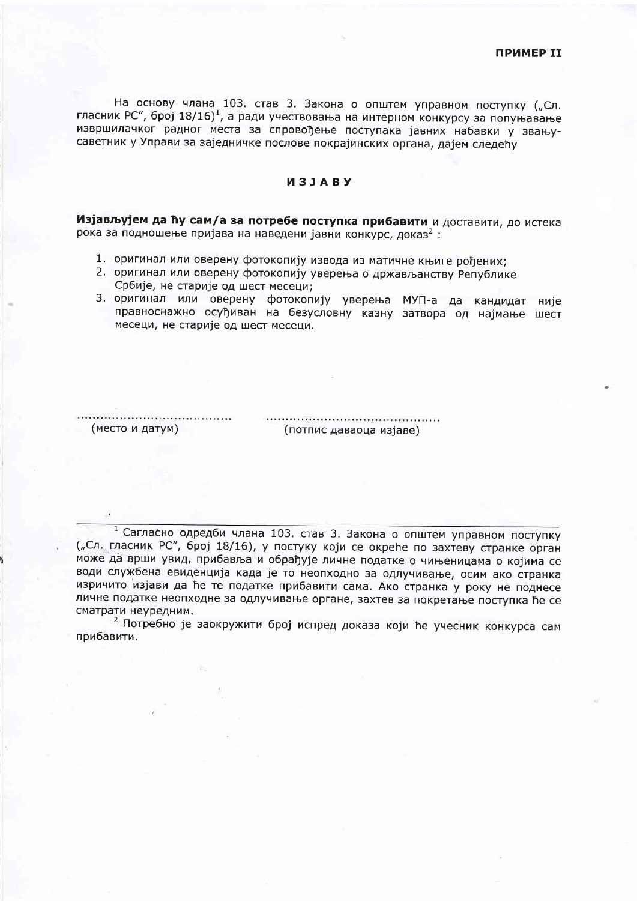**ПРИМЕР II**

На основу члана 103. став 3. Закона о општем управном поступку („Сл. гласник РС", број 18/16)[1], а ради учествовања на интерном конкурсу за попуњавање извршилачког радног места за спровођење поступака јавних набавки у звању-саветник у Управи за заједничке послове покрајинских органа, дајем следећу

## ИЗЈАВУ

**Изјављујем да ћу сам/а за потребе поступка прибавити** и доставити, до истека рока за подношење пријава на наведени јавни конкурс, доказ[2] :

1. оригинал или оверену фотокопију извода из матичне књиге рођених;
2. оригинал или оверену фотокопију уверења о држављанству Републике Србије, не старије од шест месеци;
3. оригинал или оверену фотокопију уверења МУП-а да кандидат није правноснажно осуђиван на безусловну казну затвора од најмање шест месеци, не старије од шест месеци.

.......................................
(место и датум)

...........................................
(потпис даваоца изјаве)

---

[1] Сагласно одредби члана 103. став 3. Закона о општем управном поступку („Сл. гласник РС", број 18/16), у постуку који се окреће по захтеву странке орган може да врши увид, прибавља и обрађује личне податке о чињеницама о којима се води службена евиденција када је то неопходно за одлучивање, осим ако странка изричито изјави да ће те податке прибавити сама. Ако странка у року не поднесе личне податке неопходне за одлучивање органе, захтев за покретање поступка ће се сматрати неуредним.

[2] Потребно је заокружити број испред доказа који ће учесник конкурса сам прибавити.